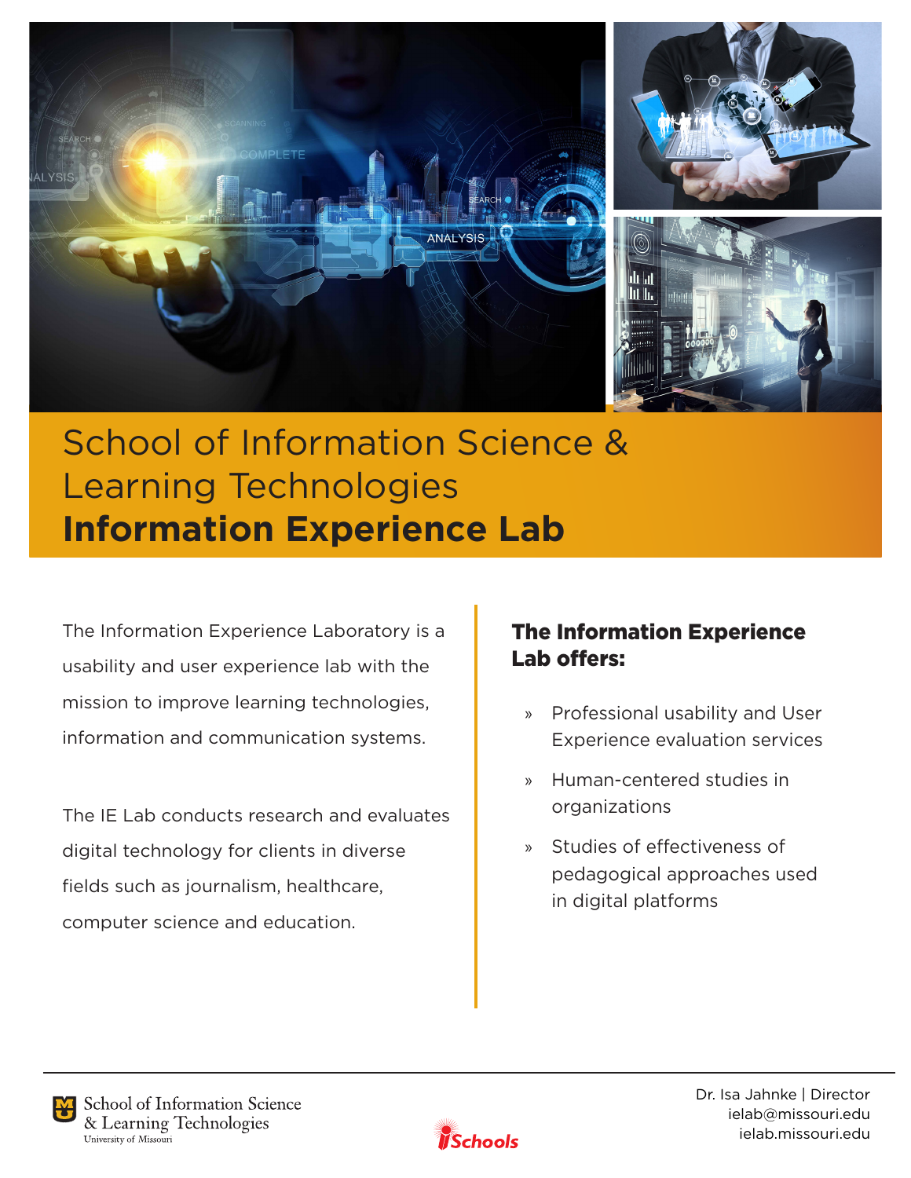# School of Information Science & Learning Technologies

# Information Experience Lab

The Information Experience Laboratory is a usability and user experience lab with the mission to improve learning technologies, information and communication systems.

The IE Lab conducts research and evaluates digital technology for clients in diverse fields such as journalism, healthcare, computer science and education.

## The Information Experience Lab offers:

» Professional usability and User Experience evaluation services

» Human-centered studies in organizations

» Studies of effectiveness of pedagogical approaches used in digital platforms

School of Information Science & Learning Technologies
University of Missouri

iSchools

Dr. Isa Jahnke | Director
ielab@missouri.edu
ielab.missouri.edu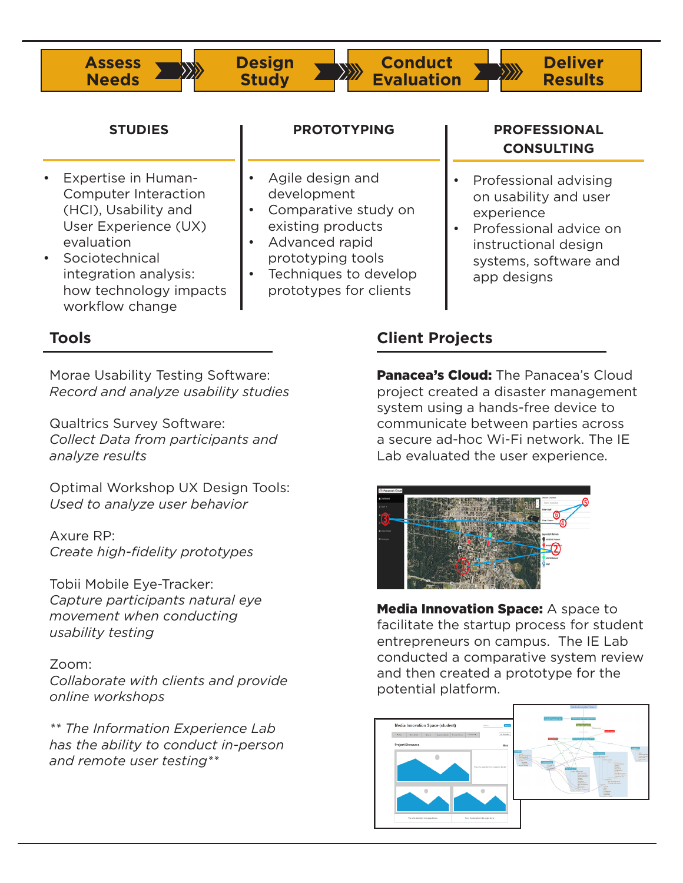**Assess Needs** → **Design Study** → **Conduct Evaluation** → **Deliver Results**

## STUDIES

- Expertise in Human-Computer Interaction (HCI), Usability and User Experience (UX) evaluation
- Sociotechnical integration analysis: how technology impacts workflow change

## PROTOTYPING

- Agile design and development
- Comparative study on existing products
- Advanced rapid prototyping tools
- Techniques to develop prototypes for clients

## PROFESSIONAL CONSULTING

- Professional advising on usability and user experience
- Professional advice on instructional design systems, software and app designs

## Tools

Morae Usability Testing Software:
*Record and analyze usability studies*

Qualtrics Survey Software:
*Collect Data from participants and analyze results*

Optimal Workshop UX Design Tools:
*Used to analyze user behavior*

Axure RP:
*Create high-fidelity prototypes*

Tobii Mobile Eye-Tracker:
*Capture participants natural eye movement when conducting usability testing*

Zoom:
*Collaborate with clients and provide online workshops*

*** The Information Experience Lab has the ability to conduct in-person and remote user testing***

## Client Projects

**Panacea's Cloud:** The Panacea's Cloud project created a disaster management system using a hands-free device to communicate between parties across a secure ad-hoc Wi-Fi network. The IE Lab evaluated the user experience.

**Media Innovation Space:** A space to facilitate the startup process for student entrepreneurs on campus. The IE Lab conducted a comparative system review and then created a prototype for the potential platform.